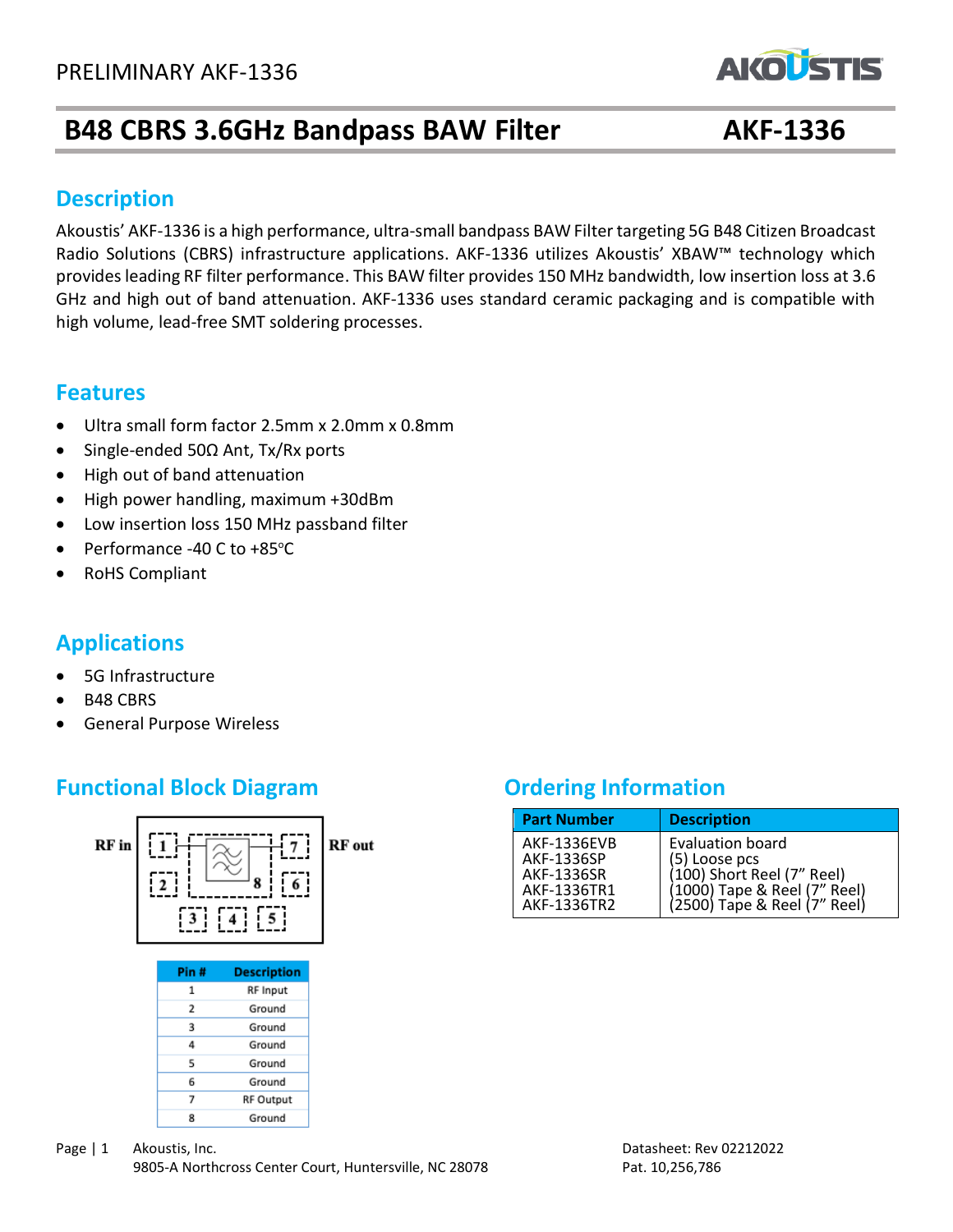# B48 CBRS 3.6GHz Bandpass BAW Filter — AKF-1336

## Description

Akoustis' AKF-1336 is a high performance, ultra-small bandpass BAW Filter targeting 5G B48 Citizen Broadcast Radio Solutions (CBRS) infrastructure applications. AKF-1336 utilizes Akoustis' XBAW™ technology which provides leading RF filter performance. This BAW filter provides 150 MHz bandwidth, low insertion loss at 3.6 GHz and high out of band attenuation. AKF-1336 uses standard ceramic packaging and is compatible with high volume, lead-free SMT soldering processes.

## Features

- Ultra small form factor 2.5mm x 2.0mm x 0.8mm
- Single-ended 50Ω Ant, Tx/Rx ports
- High out of band attenuation
- High power handling, maximum +30dBm
- Low insertion loss 150 MHz passband filter
- Performance -40 C to +85°C
- RoHS Compliant

## Applications

- 5G Infrastructure
- B48 CBRS
- General Purpose Wireless

## Functional Block Diagram

RF in — RF out

| Pin # | Description |
|---|---|
| 1 | RF Input |
| 2 | Ground |
| 3 | Ground |
| 4 | Ground |
| 5 | Ground |
| 6 | Ground |
| 7 | RF Output |
| 8 | Ground |

## Ordering Information

| Part Number | Description |
|---|---|
| AKF-1336EVB | Evaluation board |
| AKF-1336SP | (5) Loose pcs |
| AKF-1336SR | (100) Short Reel (7" Reel) |
| AKF-1336TR1 | (1000) Tape & Reel (7" Reel) |
| AKF-1336TR2 | (2500) Tape & Reel (7" Reel) |

Akoustis, Inc.
9805-A Northcross Center Court, Huntersville, NC 28078

Datasheet: Rev 02212022
Pat. 10,256,786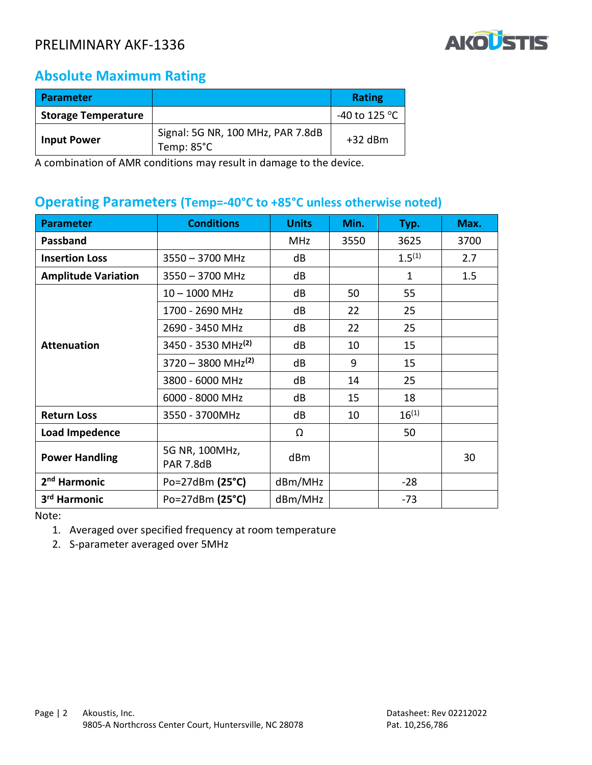## Absolute Maximum Rating

| Parameter | | Rating |
|---|---|---|
| **Storage Temperature** | | -40 to 125 °C |
| **Input Power** | Signal: 5G NR, 100 MHz, PAR 7.8dB<br>Temp: 85°C | +32 dBm |

A combination of AMR conditions may result in damage to the device.

## Operating Parameters (Temp=-40°C to +85°C unless otherwise noted)

| Parameter | Conditions | Units | Min. | Typ. | Max. |
|---|---|---|---|---|---|
| **Passband** | | MHz | 3550 | 3625 | 3700 |
| **Insertion Loss** | 3550 – 3700 MHz | dB | | 1.5[1] | 2.7 |
| **Amplitude Variation** | 3550 – 3700 MHz | dB | | 1 | 1.5 |
| **Attenuation** | 10 – 1000 MHz | dB | 50 | 55 | |
| | 1700 - 2690 MHz | dB | 22 | 25 | |
| | 2690 - 3450 MHz | dB | 22 | 25 | |
| | 3450 - 3530 MHz[2] | dB | 10 | 15 | |
| | 3720 – 3800 MHz[2] | dB | 9 | 15 | |
| | 3800 - 6000 MHz | dB | 14 | 25 | |
| | 6000 - 8000 MHz | dB | 15 | 18 | |
| **Return Loss** | 3550 - 3700MHz | dB | 10 | 16[1] | |
| **Load Impedence** | | Ω | | 50 | |
| **Power Handling** | 5G NR, 100MHz, PAR 7.8dB | dBm | | | 30 |
| **2nd Harmonic** | Po=27dBm **(25°C)** | dBm/MHz | | -28 | |
| **3rd Harmonic** | Po=27dBm **(25°C)** | dBm/MHz | | -73 | |

Note:

1. Averaged over specified frequency at room temperature
2. S-parameter averaged over 5MHz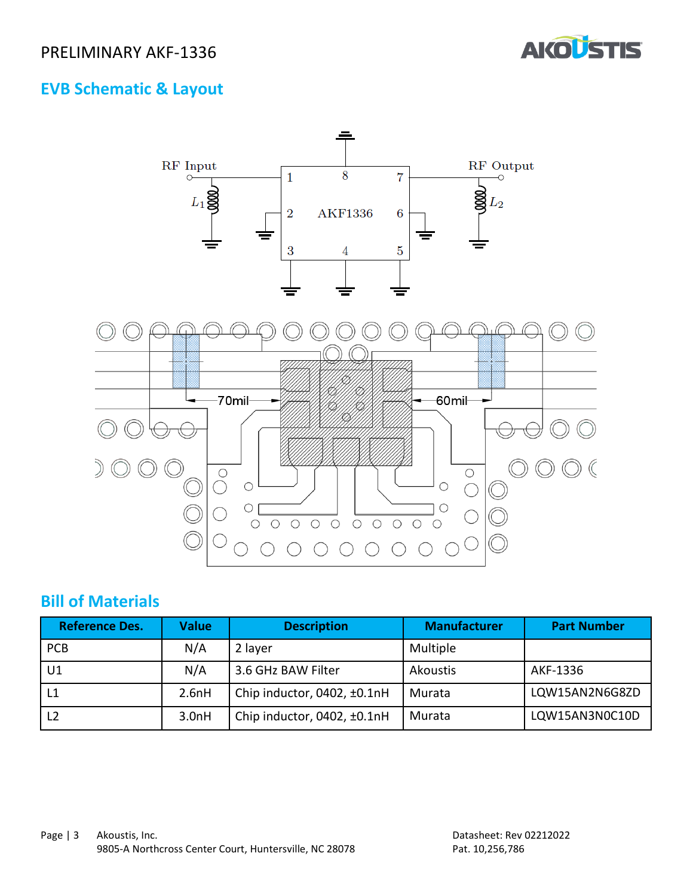## EVB Schematic & Layout

## Bill of Materials

| Reference Des. | Value | Description | Manufacturer | Part Number |
|---|---|---|---|---|
| PCB | N/A | 2 layer | Multiple | |
| U1 | N/A | 3.6 GHz BAW Filter | Akoustis | AKF-1336 |
| L1 | 2.6nH | Chip inductor, 0402, ±0.1nH | Murata | LQW15AN2N6G8ZD |
| L2 | 3.0nH | Chip inductor, 0402, ±0.1nH | Murata | LQW15AN3N0C10D |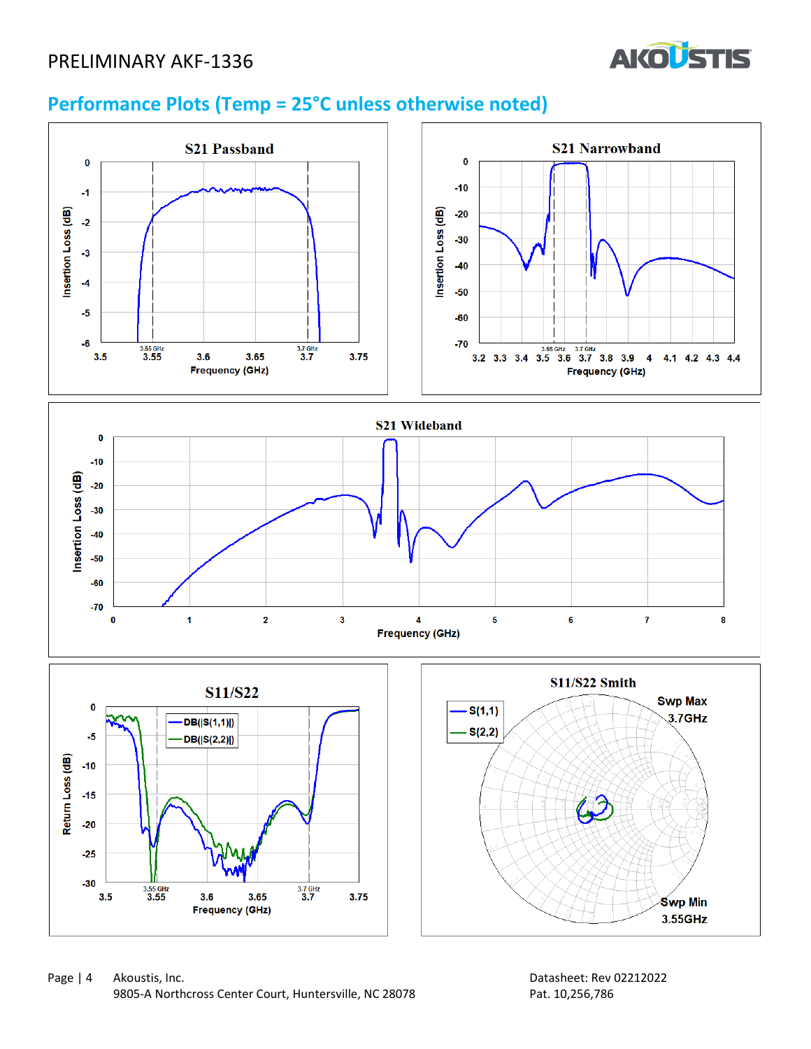## Performance Plots (Temp = 25°C unless otherwise noted)

S21 Passband

S21 Narrowband

S21 Wideband

S11/S22

S11/S22 Smith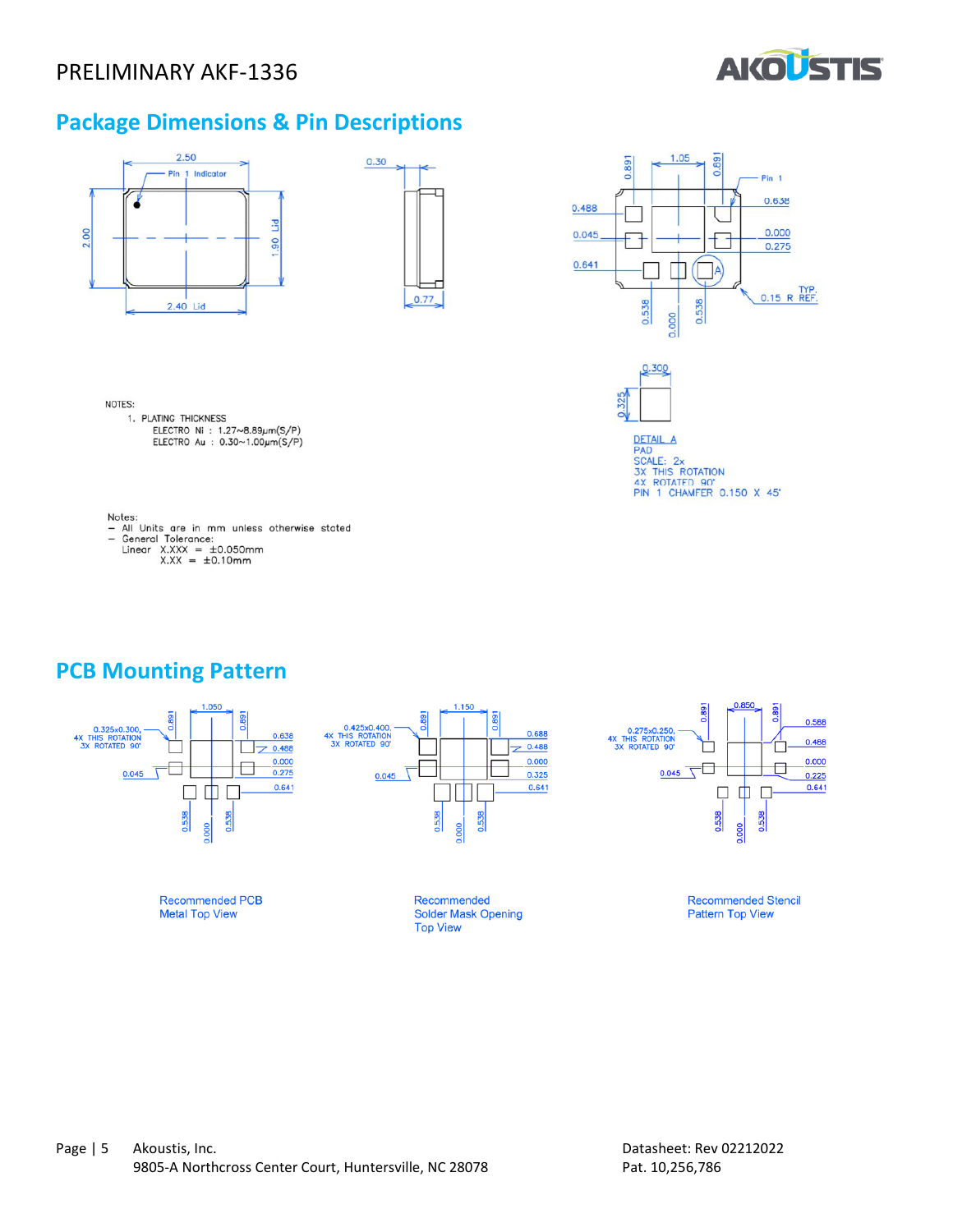## Package Dimensions & Pin Descriptions

NOTES:
1. PLATING THICKNESS
   ELECTRO Ni : 1.27~8.89μm(S/P)
   ELECTRO Au : 0.30~1.00μm(S/P)

DETAIL A
PAD
SCALE: 2x
3X THIS ROTATION
4X ROTATED 90°
PIN 1 CHAMFER 0.150 X 45°

Notes:
- All Units are in mm unless otherwise stated
- General Tolerance:
  Linear X.XXX = ±0.050mm
  X.XX = ±0.10mm

## PCB Mounting Pattern

Recommended PCB Metal Top View

Recommended Solder Mask Opening Top View

Recommended Stencil Pattern Top View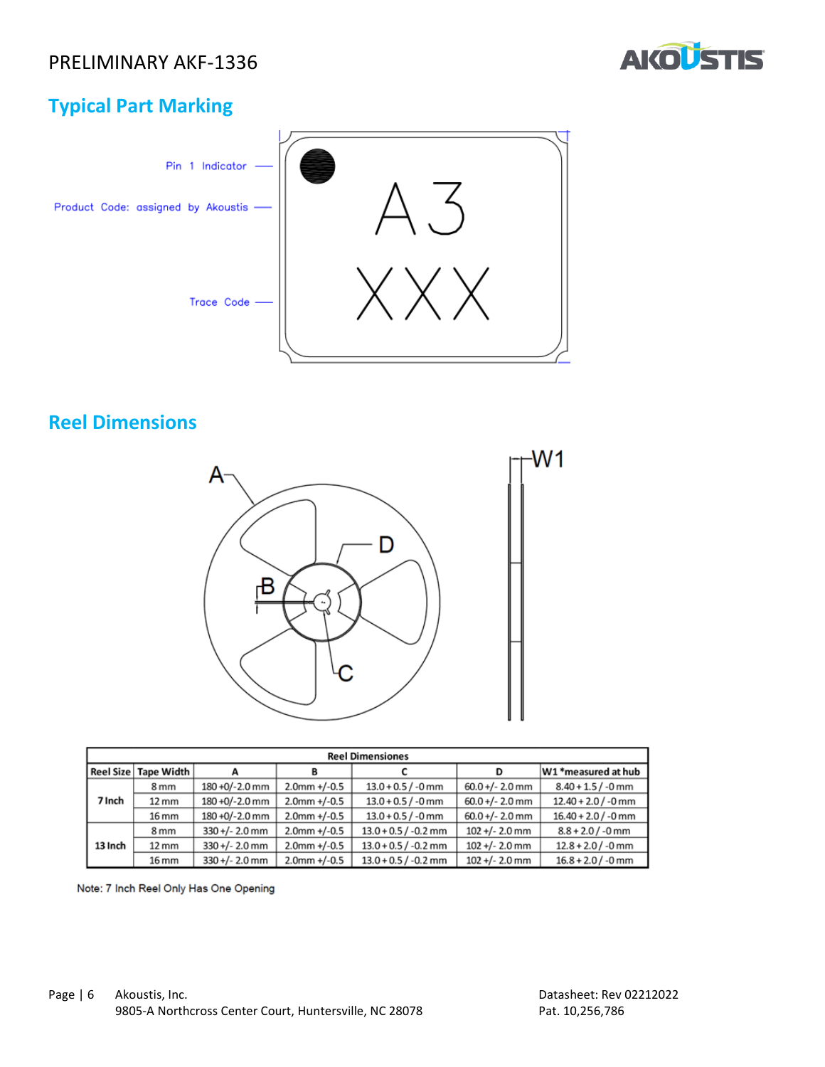## Typical Part Marking

Pin 1 Indicator

Product Code: assigned by Akoustis

Trace Code

A3

XXX

## Reel Dimensions

| Reel Dimensiones | | | | | | |
|---|---|---|---|---|---|---|
| Reel Size | Tape Width | A | B | C | D | W1 *measured at hub |
| 7 Inch | 8 mm | 180 +0/-2.0 mm | 2.0mm +/-0.5 | 13.0 + 0.5 / -0 mm | 60.0 +/- 2.0 mm | 8.40 + 1.5 / -0 mm |
| | 12 mm | 180 +0/-2.0 mm | 2.0mm +/-0.5 | 13.0 + 0.5 / -0 mm | 60.0 +/- 2.0 mm | 12.40 + 2.0 / -0 mm |
| | 16 mm | 180 +0/-2.0 mm | 2.0mm +/-0.5 | 13.0 + 0.5 / -0 mm | 60.0 +/- 2.0 mm | 16.40 + 2.0 / -0 mm |
| 13 Inch | 8 mm | 330 +/- 2.0 mm | 2.0mm +/-0.5 | 13.0 + 0.5 / -0.2 mm | 102 +/- 2.0 mm | 8.8 + 2.0 / -0 mm |
| | 12 mm | 330 +/- 2.0 mm | 2.0mm +/-0.5 | 13.0 + 0.5 / -0.2 mm | 102 +/- 2.0 mm | 12.8 + 2.0 / -0 mm |
| | 16 mm | 330 +/- 2.0 mm | 2.0mm +/-0.5 | 13.0 + 0.5 / -0.2 mm | 102 +/- 2.0 mm | 16.8 + 2.0 / -0 mm |

Note: 7 Inch Reel Only Has One Opening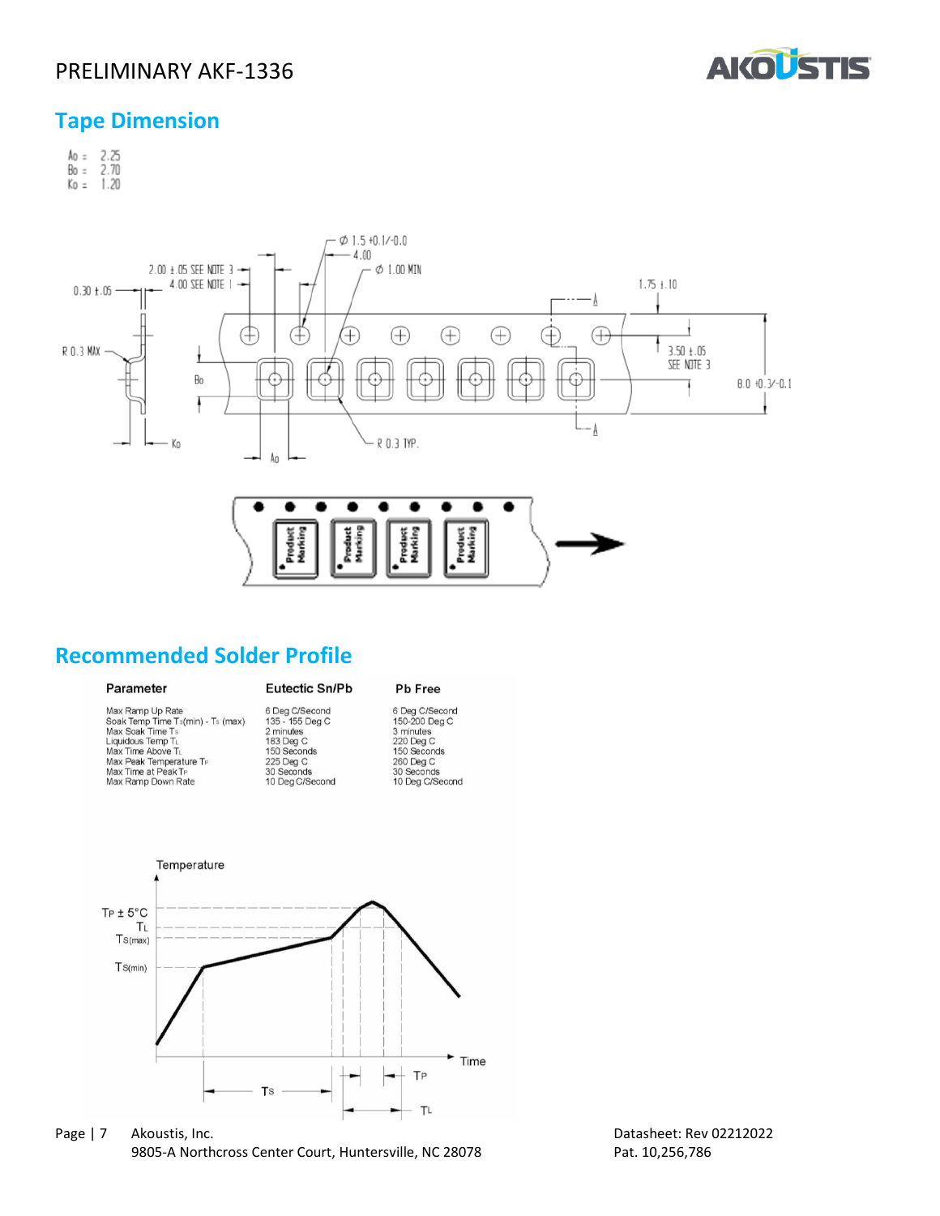## Tape Dimension

Ao = 2.25
Bo = 2.70
Ko = 1.20

## Recommended Solder Profile

| Parameter | Eutectic Sn/Pb | Pb Free |
| --- | --- | --- |
| Max Ramp Up Rate | 6 Deg C/Second | 6 Deg C/Second |
| Soak Temp Time $T_S$(min) - $T_S$ (max) | 135 - 155 Deg C | 150-200 Deg C |
| Max Soak Time $T_S$ | 2 minutes | 3 minutes |
| Liquidous Temp $T_L$ | 183 Deg C | 220 Deg C |
| Max Time Above $T_L$ | 150 Seconds | 150 Seconds |
| Max Peak Temperature $T_P$ | 225 Deg C | 260 Deg C |
| Max Time at Peak $T_P$ | 30 Seconds | 30 Seconds |
| Max Ramp Down Rate | 10 Deg C/Second | 10 Deg C/Second |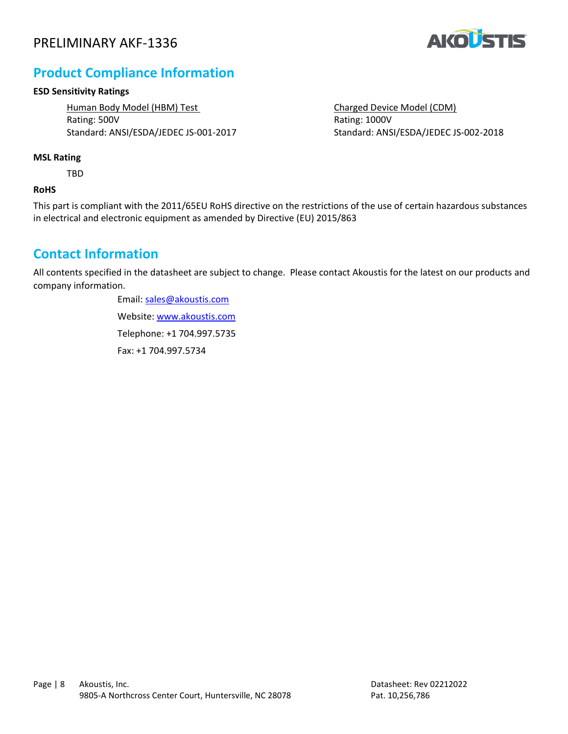## Product Compliance Information

**ESD Sensitivity Ratings**

Human Body Model (HBM) Test
Rating: 500V
Standard: ANSI/ESDA/JEDEC JS-001-2017

Charged Device Model (CDM)
Rating: 1000V
Standard: ANSI/ESDA/JEDEC JS-002-2018

**MSL Rating**

TBD

**RoHS**

This part is compliant with the 2011/65EU RoHS directive on the restrictions of the use of certain hazardous substances in electrical and electronic equipment as amended by Directive (EU) 2015/863

## Contact Information

All contents specified in the datasheet are subject to change. Please contact Akoustis for the latest on our products and company information.

Email: sales@akoustis.com

Website: www.akoustis.com

Telephone: +1 704.997.5735

Fax: +1 704.997.5734